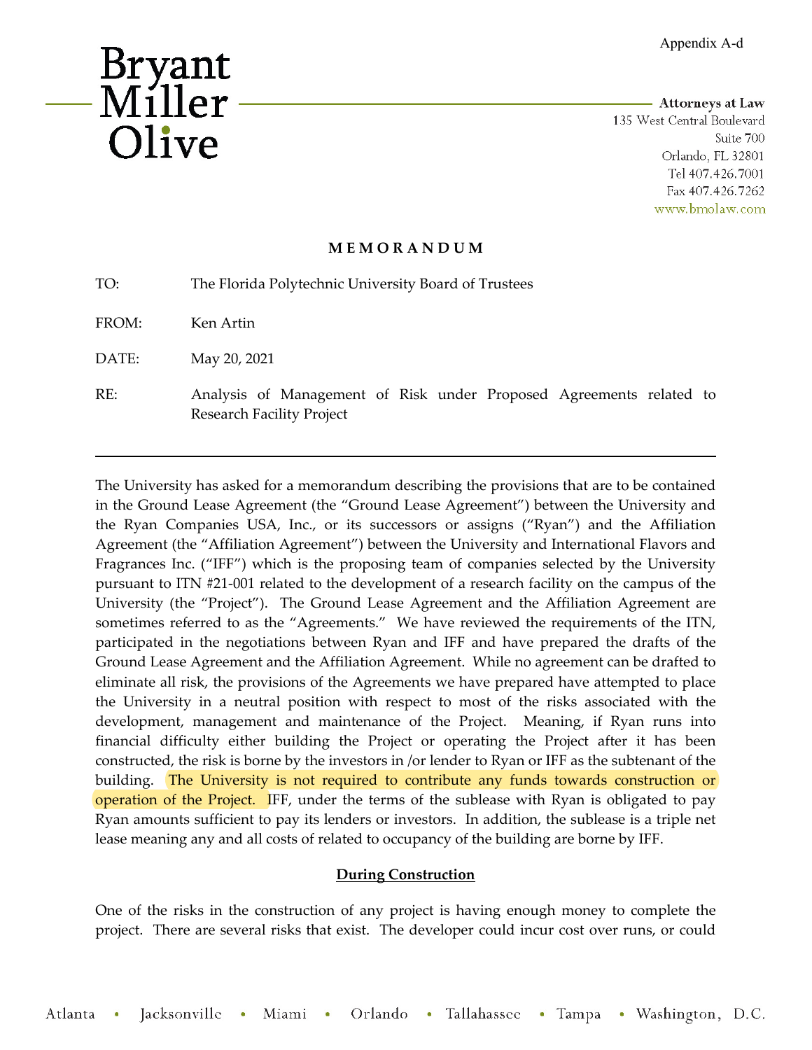Appendix A-d

**Bryant Miller Olive**

**Attorneys at Law**
135 West Central Boulevard
Suite 700
Orlando, FL 32801
Tel 407.426.7001
Fax 407.426.7262
www.bmolaw.com

**MEMORANDUM**

TO: The Florida Polytechnic University Board of Trustees

FROM: Ken Artin

DATE: May 20, 2021

RE: Analysis of Management of Risk under Proposed Agreements related to Research Facility Project

---

The University has asked for a memorandum describing the provisions that are to be contained in the Ground Lease Agreement (the "Ground Lease Agreement") between the University and the Ryan Companies USA, Inc., or its successors or assigns ("Ryan") and the Affiliation Agreement (the "Affiliation Agreement") between the University and International Flavors and Fragrances Inc. ("IFF") which is the proposing team of companies selected by the University pursuant to ITN #21-001 related to the development of a research facility on the campus of the University (the "Project"). The Ground Lease Agreement and the Affiliation Agreement are sometimes referred to as the "Agreements." We have reviewed the requirements of the ITN, participated in the negotiations between Ryan and IFF and have prepared the drafts of the Ground Lease Agreement and the Affiliation Agreement. While no agreement can be drafted to eliminate all risk, the provisions of the Agreements we have prepared have attempted to place the University in a neutral position with respect to most of the risks associated with the development, management and maintenance of the Project. Meaning, if Ryan runs into financial difficulty either building the Project or operating the Project after it has been constructed, the risk is borne by the investors in /or lender to Ryan or IFF as the subtenant of the building. The University is not required to contribute any funds towards construction or operation of the Project. IFF, under the terms of the sublease with Ryan is obligated to pay Ryan amounts sufficient to pay its lenders or investors. In addition, the sublease is a triple net lease meaning any and all costs of related to occupancy of the building are borne by IFF.

## During Construction

One of the risks in the construction of any project is having enough money to complete the project. There are several risks that exist. The developer could incur cost over runs, or could

Atlanta • Jacksonville • Miami • Orlando • Tallahassee • Tampa • Washington, D.C.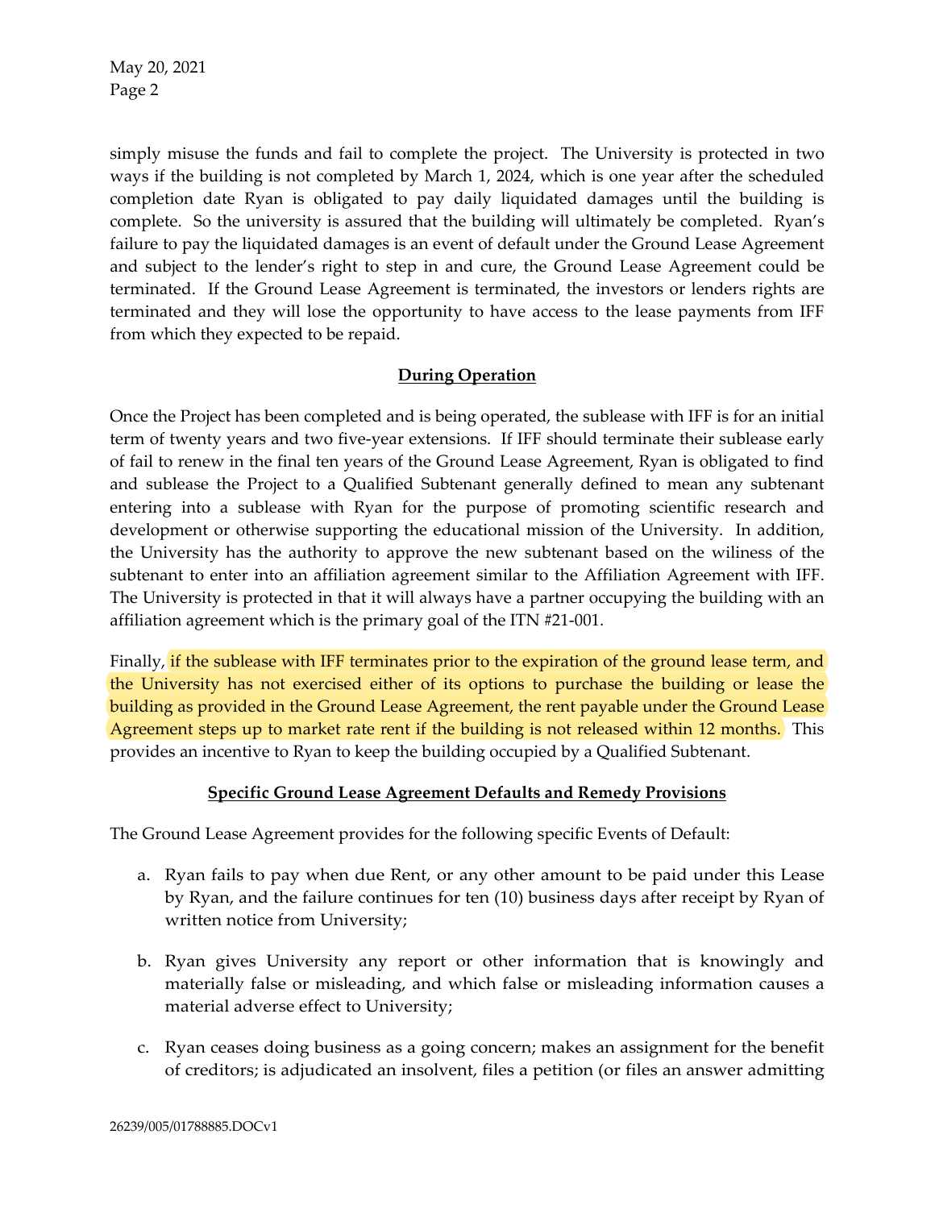simply misuse the funds and fail to complete the project. The University is protected in two ways if the building is not completed by March 1, 2024, which is one year after the scheduled completion date Ryan is obligated to pay daily liquidated damages until the building is complete. So the university is assured that the building will ultimately be completed. Ryan's failure to pay the liquidated damages is an event of default under the Ground Lease Agreement and subject to the lender's right to step in and cure, the Ground Lease Agreement could be terminated. If the Ground Lease Agreement is terminated, the investors or lenders rights are terminated and they will lose the opportunity to have access to the lease payments from IFF from which they expected to be repaid.

## During Operation

Once the Project has been completed and is being operated, the sublease with IFF is for an initial term of twenty years and two five-year extensions. If IFF should terminate their sublease early of fail to renew in the final ten years of the Ground Lease Agreement, Ryan is obligated to find and sublease the Project to a Qualified Subtenant generally defined to mean any subtenant entering into a sublease with Ryan for the purpose of promoting scientific research and development or otherwise supporting the educational mission of the University. In addition, the University has the authority to approve the new subtenant based on the wiliness of the subtenant to enter into an affiliation agreement similar to the Affiliation Agreement with IFF. The University is protected in that it will always have a partner occupying the building with an affiliation agreement which is the primary goal of the ITN #21-001.

Finally, if the sublease with IFF terminates prior to the expiration of the ground lease term, and the University has not exercised either of its options to purchase the building or lease the building as provided in the Ground Lease Agreement, the rent payable under the Ground Lease Agreement steps up to market rate rent if the building is not released within 12 months. This provides an incentive to Ryan to keep the building occupied by a Qualified Subtenant.

## Specific Ground Lease Agreement Defaults and Remedy Provisions

The Ground Lease Agreement provides for the following specific Events of Default:

a. Ryan fails to pay when due Rent, or any other amount to be paid under this Lease by Ryan, and the failure continues for ten (10) business days after receipt by Ryan of written notice from University;

b. Ryan gives University any report or other information that is knowingly and materially false or misleading, and which false or misleading information causes a material adverse effect to University;

c. Ryan ceases doing business as a going concern; makes an assignment for the benefit of creditors; is adjudicated an insolvent, files a petition (or files an answer admitting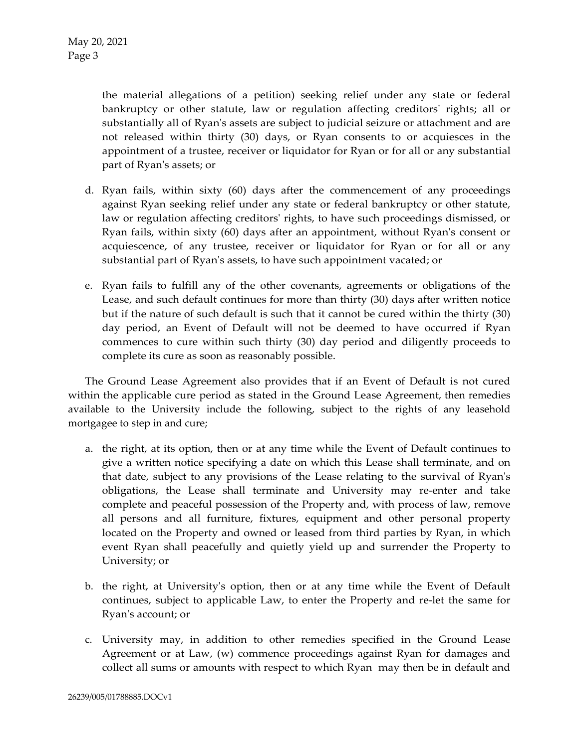the material allegations of a petition) seeking relief under any state or federal bankruptcy or other statute, law or regulation affecting creditors' rights; all or substantially all of Ryan's assets are subject to judicial seizure or attachment and are not released within thirty (30) days, or Ryan consents to or acquiesces in the appointment of a trustee, receiver or liquidator for Ryan or for all or any substantial part of Ryan's assets; or

d. Ryan fails, within sixty (60) days after the commencement of any proceedings against Ryan seeking relief under any state or federal bankruptcy or other statute, law or regulation affecting creditors' rights, to have such proceedings dismissed, or Ryan fails, within sixty (60) days after an appointment, without Ryan's consent or acquiescence, of any trustee, receiver or liquidator for Ryan or for all or any substantial part of Ryan's assets, to have such appointment vacated; or

e. Ryan fails to fulfill any of the other covenants, agreements or obligations of the Lease, and such default continues for more than thirty (30) days after written notice but if the nature of such default is such that it cannot be cured within the thirty (30) day period, an Event of Default will not be deemed to have occurred if Ryan commences to cure within such thirty (30) day period and diligently proceeds to complete its cure as soon as reasonably possible.

The Ground Lease Agreement also provides that if an Event of Default is not cured within the applicable cure period as stated in the Ground Lease Agreement, then remedies available to the University include the following, subject to the rights of any leasehold mortgagee to step in and cure;

a. the right, at its option, then or at any time while the Event of Default continues to give a written notice specifying a date on which this Lease shall terminate, and on that date, subject to any provisions of the Lease relating to the survival of Ryan's obligations, the Lease shall terminate and University may re-enter and take complete and peaceful possession of the Property and, with process of law, remove all persons and all furniture, fixtures, equipment and other personal property located on the Property and owned or leased from third parties by Ryan, in which event Ryan shall peacefully and quietly yield up and surrender the Property to University; or

b. the right, at University's option, then or at any time while the Event of Default continues, subject to applicable Law, to enter the Property and re-let the same for Ryan's account; or

c. University may, in addition to other remedies specified in the Ground Lease Agreement or at Law, (w) commence proceedings against Ryan for damages and collect all sums or amounts with respect to which Ryan may then be in default and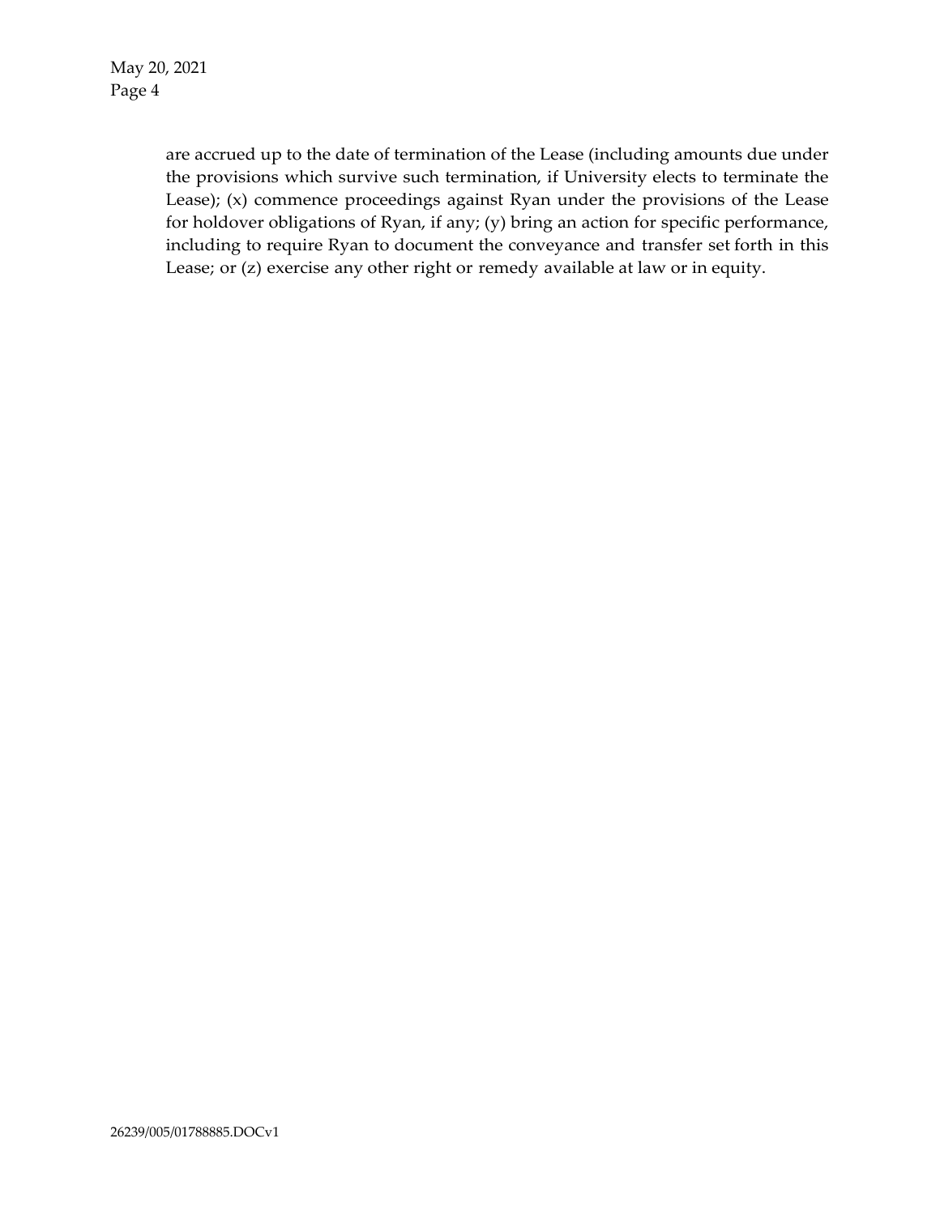are accrued up to the date of termination of the Lease (including amounts due under the provisions which survive such termination, if University elects to terminate the Lease); (x) commence proceedings against Ryan under the provisions of the Lease for holdover obligations of Ryan, if any; (y) bring an action for specific performance, including to require Ryan to document the conveyance and transfer set forth in this Lease; or (z) exercise any other right or remedy available at law or in equity.